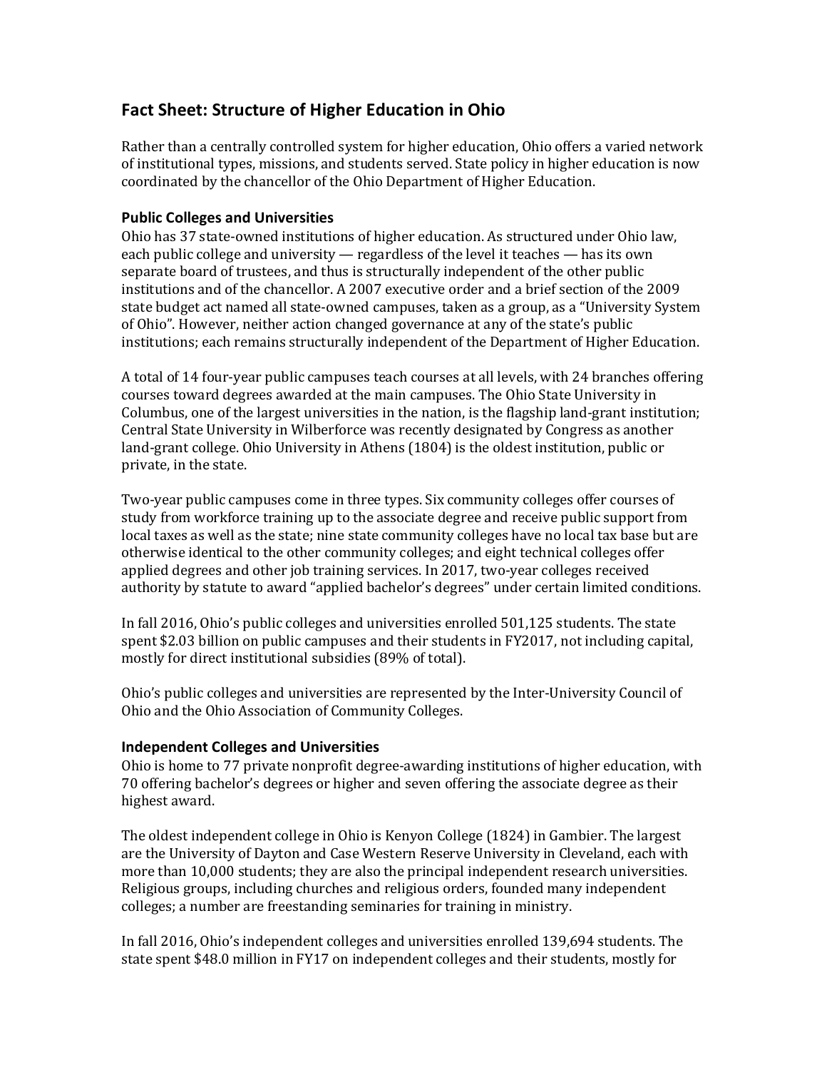# Fact Sheet: Structure of Higher Education in Ohio

Rather than a centrally controlled system for higher education, Ohio offers a varied network of institutional types, missions, and students served. State policy in higher education is now coordinated by the chancellor of the Ohio Department of Higher Education.

## Public Colleges and Universities

Ohio has 37 state-owned institutions of higher education. As structured under Ohio law, each public college and university — regardless of the level it teaches — has its own separate board of trustees, and thus is structurally independent of the other public institutions and of the chancellor. A 2007 executive order and a brief section of the 2009 state budget act named all state-owned campuses, taken as a group, as a "University System of Ohio". However, neither action changed governance at any of the state's public institutions; each remains structurally independent of the Department of Higher Education.

A total of 14 four-year public campuses teach courses at all levels, with 24 branches offering courses toward degrees awarded at the main campuses. The Ohio State University in Columbus, one of the largest universities in the nation, is the flagship land-grant institution; Central State University in Wilberforce was recently designated by Congress as another land-grant college. Ohio University in Athens (1804) is the oldest institution, public or private, in the state.

Two-year public campuses come in three types. Six community colleges offer courses of study from workforce training up to the associate degree and receive public support from local taxes as well as the state; nine state community colleges have no local tax base but are otherwise identical to the other community colleges; and eight technical colleges offer applied degrees and other job training services. In 2017, two-year colleges received authority by statute to award "applied bachelor's degrees" under certain limited conditions.

In fall 2016, Ohio's public colleges and universities enrolled 501,125 students. The state spent $2.03 billion on public campuses and their students in FY2017, not including capital, mostly for direct institutional subsidies (89% of total).

Ohio's public colleges and universities are represented by the Inter-University Council of Ohio and the Ohio Association of Community Colleges.

## Independent Colleges and Universities

Ohio is home to 77 private nonprofit degree-awarding institutions of higher education, with 70 offering bachelor's degrees or higher and seven offering the associate degree as their highest award.

The oldest independent college in Ohio is Kenyon College (1824) in Gambier. The largest are the University of Dayton and Case Western Reserve University in Cleveland, each with more than 10,000 students; they are also the principal independent research universities. Religious groups, including churches and religious orders, founded many independent colleges; a number are freestanding seminaries for training in ministry.

In fall 2016, Ohio's independent colleges and universities enrolled 139,694 students. The state spent $48.0 million in FY17 on independent colleges and their students, mostly for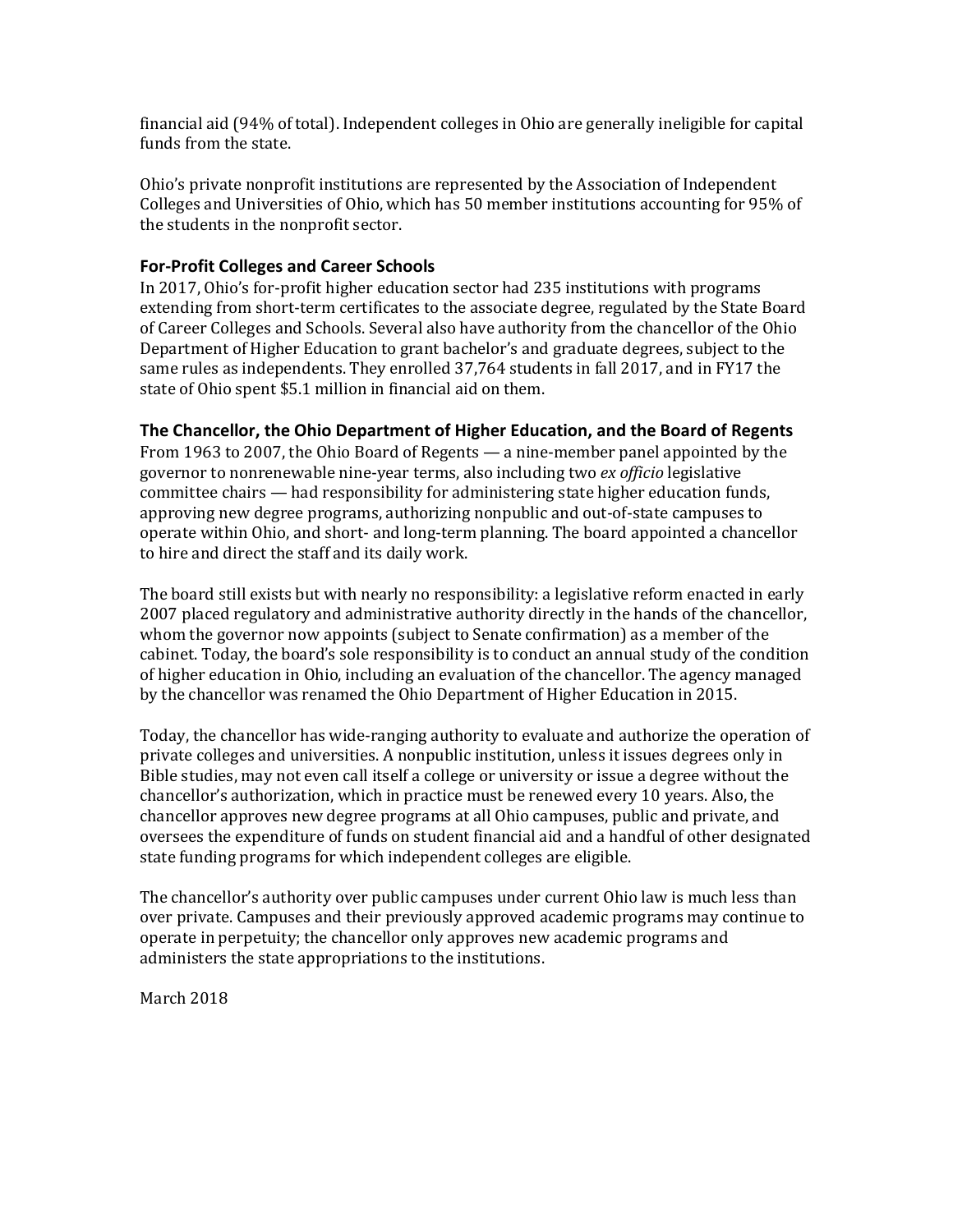financial aid (94% of total). Independent colleges in Ohio are generally ineligible for capital funds from the state.

Ohio's private nonprofit institutions are represented by the Association of Independent Colleges and Universities of Ohio, which has 50 member institutions accounting for 95% of the students in the nonprofit sector.

### For-Profit Colleges and Career Schools

In 2017, Ohio's for-profit higher education sector had 235 institutions with programs extending from short-term certificates to the associate degree, regulated by the State Board of Career Colleges and Schools. Several also have authority from the chancellor of the Ohio Department of Higher Education to grant bachelor's and graduate degrees, subject to the same rules as independents. They enrolled 37,764 students in fall 2017, and in FY17 the state of Ohio spent $5.1 million in financial aid on them.

### The Chancellor, the Ohio Department of Higher Education, and the Board of Regents

From 1963 to 2007, the Ohio Board of Regents — a nine-member panel appointed by the governor to nonrenewable nine-year terms, also including two *ex officio* legislative committee chairs — had responsibility for administering state higher education funds, approving new degree programs, authorizing nonpublic and out-of-state campuses to operate within Ohio, and short- and long-term planning. The board appointed a chancellor to hire and direct the staff and its daily work.

The board still exists but with nearly no responsibility: a legislative reform enacted in early 2007 placed regulatory and administrative authority directly in the hands of the chancellor, whom the governor now appoints (subject to Senate confirmation) as a member of the cabinet. Today, the board's sole responsibility is to conduct an annual study of the condition of higher education in Ohio, including an evaluation of the chancellor. The agency managed by the chancellor was renamed the Ohio Department of Higher Education in 2015.

Today, the chancellor has wide-ranging authority to evaluate and authorize the operation of private colleges and universities. A nonpublic institution, unless it issues degrees only in Bible studies, may not even call itself a college or university or issue a degree without the chancellor's authorization, which in practice must be renewed every 10 years. Also, the chancellor approves new degree programs at all Ohio campuses, public and private, and oversees the expenditure of funds on student financial aid and a handful of other designated state funding programs for which independent colleges are eligible.

The chancellor's authority over public campuses under current Ohio law is much less than over private. Campuses and their previously approved academic programs may continue to operate in perpetuity; the chancellor only approves new academic programs and administers the state appropriations to the institutions.

March 2018